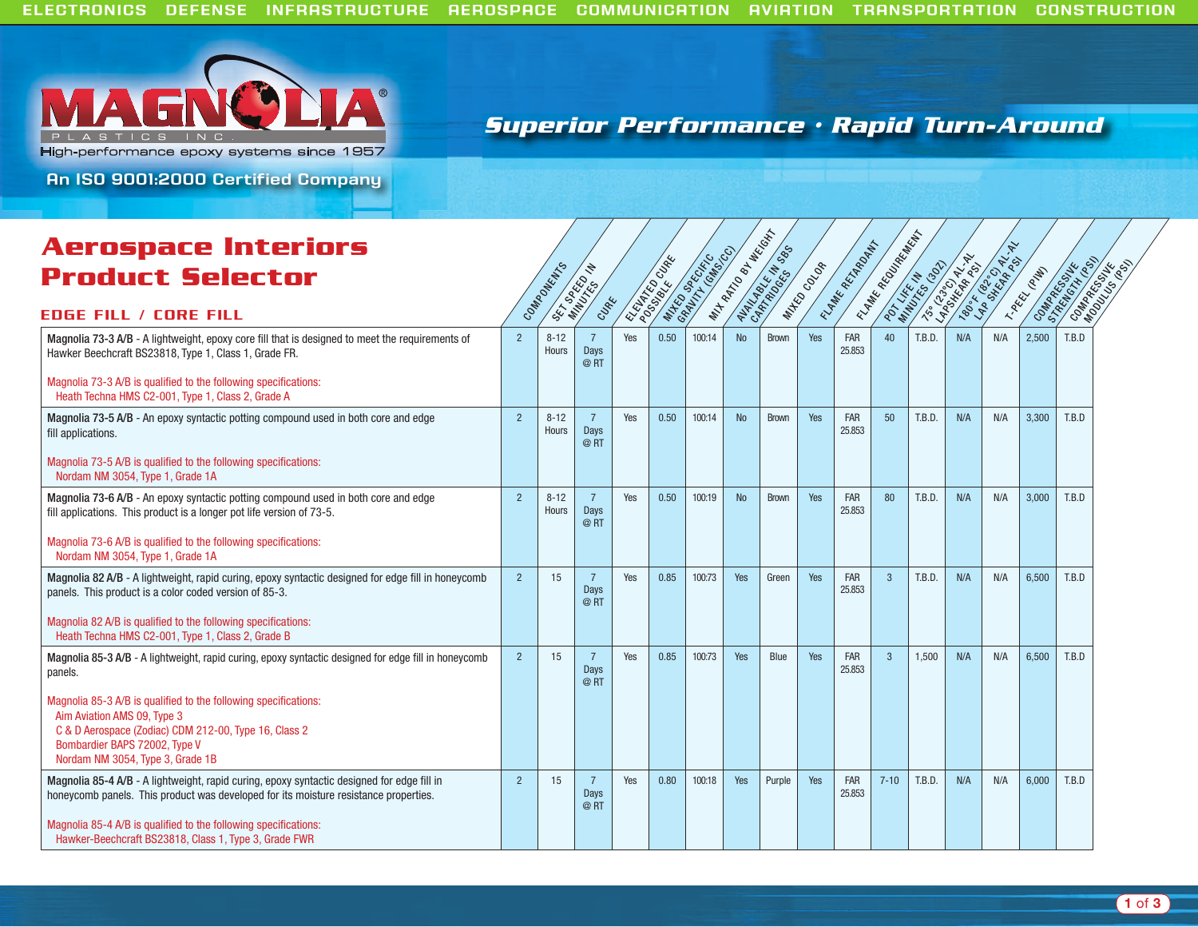ELECTRONICS DEFENSE INFRASTRUCTURE AEROSPACE COMMUNICATION AVIATION TRANSPORTATION CONSTRUCTION

MAGNOLIA® PLASTICS INC.

High-performance epoxy systems since 1957

An ISO 9001:2000 Certified Company

**Superior Performance • Rapid Turn-Around**

# Aerospace Interiors Product Selector

## EDGE FILL / CORE FILL

| Product | Components | Set Speed in Minutes | Cure | Elevated Cure Possible | Mixed Specific Gravity (GMS/CC) | Mix Ratio by Weight | Available in SBS Cartridges | Mixed Color | Flame Retardant | Flame Requirement | Pot Life in Minutes (3OZ) | 75° (23°C) AL-AL Lapshear PSI | 180°F (82°C) AL-AL Lap Shear PSI | T-Peel (PIW) | Compressive Strength (PSI) | Compressive Modulus (PSI) |
|---|---|---|---|---|---|---|---|---|---|---|---|---|---|---|---|---|
| **Magnolia 73-3 A/B** - A lightweight, epoxy core fill that is designed to meet the requirements of Hawker Beechcraft BS23818, Type 1, Class 1, Grade FR.<br><br>Magnolia 73-3 A/B is qualified to the following specifications:<br>Heath Techna HMS C2-001, Type 1, Class 2, Grade A | 2 | 8-12 Hours | 7 Days @ RT | Yes | 0.50 | 100:14 | No | Brown | Yes | FAR 25.853 | 40 | T.B.D. | N/A | N/A | 2,500 | T.B.D |
| **Magnolia 73-5 A/B** - An epoxy syntactic potting compound used in both core and edge fill applications.<br><br>Magnolia 73-5 A/B is qualified to the following specifications:<br>Nordam NM 3054, Type 1, Grade 1A | 2 | 8-12 Hours | 7 Days @ RT | Yes | 0.50 | 100:14 | No | Brown | Yes | FAR 25.853 | 50 | T.B.D. | N/A | N/A | 3,300 | T.B.D |
| **Magnolia 73-6 A/B** - An epoxy syntactic potting compound used in both core and edge fill applications. This product is a longer pot life version of 73-5.<br><br>Magnolia 73-6 A/B is qualified to the following specifications:<br>Nordam NM 3054, Type 1, Grade 1A | 2 | 8-12 Hours | 7 Days @ RT | Yes | 0.50 | 100:19 | No | Brown | Yes | FAR 25.853 | 80 | T.B.D. | N/A | N/A | 3,000 | T.B.D |
| **Magnolia 82 A/B** - A lightweight, rapid curing, epoxy syntactic designed for edge fill in honeycomb panels. This product is a color coded version of 85-3.<br><br>Magnolia 82 A/B is qualified to the following specifications:<br>Heath Techna HMS C2-001, Type 1, Class 2, Grade B | 2 | 15 | 7 Days @ RT | Yes | 0.85 | 100:73 | Yes | Green | Yes | FAR 25.853 | 3 | T.B.D. | N/A | N/A | 6,500 | T.B.D |
| **Magnolia 85-3 A/B** - A lightweight, rapid curing, epoxy syntactic designed for edge fill in honeycomb panels.<br><br>Magnolia 85-3 A/B is qualified to the following specifications:<br>Aim Aviation AMS 09, Type 3<br>C & D Aerospace (Zodiac) CDM 212-00, Type 16, Class 2<br>Bombardier BAPS 72002, Type V<br>Nordam NM 3054, Type 3, Grade 1B | 2 | 15 | 7 Days @ RT | Yes | 0.85 | 100:73 | Yes | Blue | Yes | FAR 25.853 | 3 | 1,500 | N/A | N/A | 6,500 | T.B.D |
| **Magnolia 85-4 A/B** - A lightweight, rapid curing, epoxy syntactic designed for edge fill in honeycomb panels. This product was developed for its moisture resistance properties.<br><br>Magnolia 85-4 A/B is qualified to the following specifications:<br>Hawker-Beechcraft BS23818, Class 1, Type 3, Grade FWR | 2 | 15 | 7 Days @ RT | Yes | 0.80 | 100:18 | Yes | Purple | Yes | FAR 25.853 | 7-10 | T.B.D. | N/A | N/A | 6,000 | T.B.D |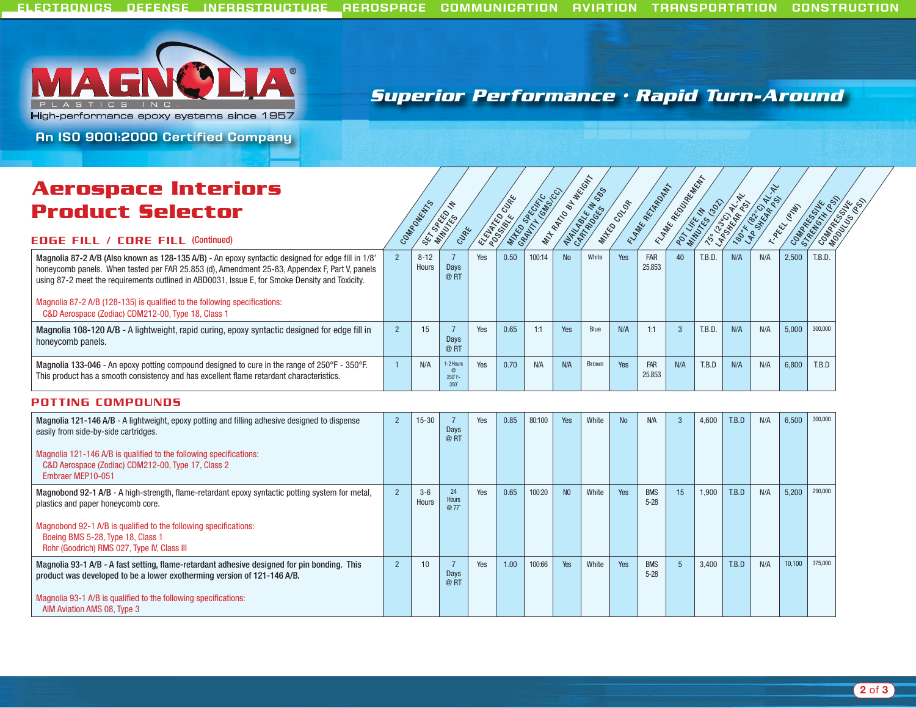ELECTRONICS DEFENSE INFRASTRUCTURE AEROSPACE COMMUNICATION AVIATION TRANSPORTATION CONSTRUCTION

# MAGNOLIA® PLASTICS INC.

High-performance epoxy systems since 1957

An ISO 9001:2000 Certified Company

**Superior Performance • Rapid Turn-Around**

## Aerospace Interiors Product Selector

### EDGE FILL / CORE FILL (Continued)

| Product | Components | Set Speed in Minutes | Cure | Elevated Cure Possible | Mixed Specific Gravity (gms/cc) | Mix Ratio by Weight | Available in SBS Cartridges | Mixed Color | Flame Retardant | Flame Requirement | Pot Life in Minutes (3oz) | 75° (23°C) AL-AL Lapshear PSI | 180°F (82°C) AL-AL Lap Shear PSI | T-Peel (PIW) | Compressive Strength (PSI) | Compressive Modulus (PSI) |
|---|---|---|---|---|---|---|---|---|---|---|---|---|---|---|---|---|
| **Magnolia 87-2 A/B (Also known as 128-135 A/B)** - An epoxy syntactic designed for edge fill in 1/8' honeycomb panels. When tested per FAR 25.853 (d), Amendment 25-83, Appendex F, Part V, panels using 87-2 meet the requirements outlined in ABD0031, Issue E, for Smoke Density and Toxicity. Magnolia 87-2 A/B (128-135) is qualified to the following specifications: C&D Aerospace (Zodiac) CDM212-00, Type 18, Class 1 | 2 | 8-12 Hours | 7 Days @ RT | Yes | 0.50 | 100:14 | No | White | Yes | FAR 25.853 | 40 | T.B.D. | N/A | N/A | 2,500 | T.B.D. |
| **Magnolia 108-120 A/B** - A lightweight, rapid curing, epoxy syntactic designed for edge fill in honeycomb panels. | 2 | 15 | 7 Days @ RT | Yes | 0.65 | 1:1 | Yes | Blue | N/A | 1:1 | 3 | T.B.D. | N/A | N/A | 5,000 | 300,000 |
| **Magnolia 133-046** - An epoxy potting compound designed to cure in the range of 250°F - 350°F. This product has a smooth consistency and has excellent flame retardant characteristics. | 1 | N/A | 1-2 Hours @ 250°F-350° | Yes | 0.70 | N/A | N/A | Brown | Yes | FAR 25.853 | N/A | T.B.D | N/A | N/A | 6,800 | T.B.D |

### POTTING COMPOUNDS

| Product | Components | Set Speed in Minutes | Cure | Elevated Cure Possible | Mixed Specific Gravity (gms/cc) | Mix Ratio by Weight | Available in SBS Cartridges | Mixed Color | Flame Retardant | Flame Requirement | Pot Life in Minutes (3oz) | 75° (23°C) AL-AL Lapshear PSI | 180°F (82°C) AL-AL Lap Shear PSI | T-Peel (PIW) | Compressive Strength (PSI) | Compressive Modulus (PSI) |
|---|---|---|---|---|---|---|---|---|---|---|---|---|---|---|---|---|
| **Magnolia 121-146 A/B** - A lightweight, epoxy potting and filling adhesive designed to dispense easily from side-by-side cartridges. Magnolia 121-146 A/B is qualified to the following specifications: C&D Aerospace (Zodiac) CDM212-00, Type 17, Class 2; Embraer MEP10-051 | 2 | 15-30 | 7 Days @ RT | Yes | 0.85 | 80:100 | Yes | White | No | N/A | 3 | 4,600 | T.B.D | N/A | 6,500 | 300,000 |
| **Magnobond 92-1 A/B** - A high-strength, flame-retardant epoxy syntactic potting system for metal, plastics and paper honeycomb core. Magnobond 92-1 A/B is qualified to the following specifications: Boeing BMS 5-28, Type 18, Class 1; Rohr (Goodrich) RMS 027, Type IV, Class III | 2 | 3-6 Hours | 24 Hours @ 77° | Yes | 0.65 | 100:20 | NO | White | Yes | BMS 5-28 | 15 | 1,900 | T.B.D | N/A | 5,200 | 290,000 |
| **Magnolia 93-1 A/B - A fast setting, flame-retardant adhesive designed for pin bonding. This product was developed to be a lower exotherming version of 121-146 A/B.** Magnolia 93-1 A/B is qualified to the following specifications: AIM Aviation AMS 08, Type 3 | 2 | 10 | 7 Days @ RT | Yes | 1.00 | 100:66 | Yes | White | Yes | BMS 5-28 | 5 | 3,400 | T.B.D | N/A | 10,100 | 375,000 |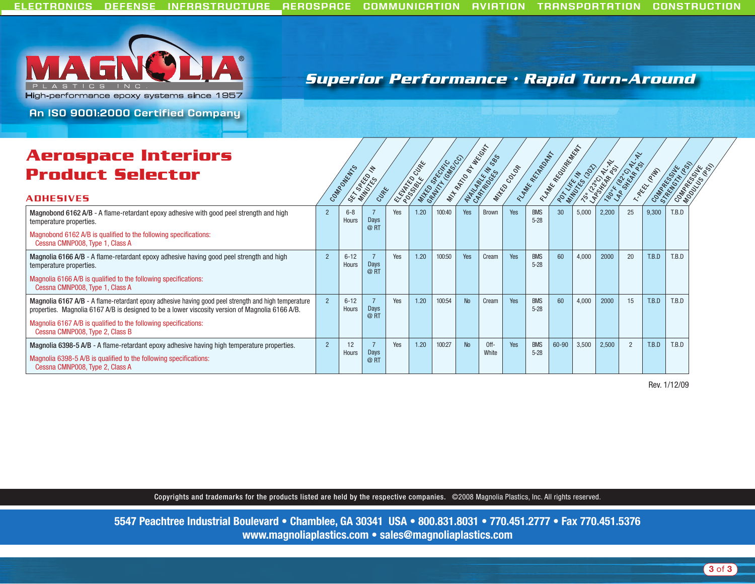ELECTRONICS DEFENSE INFRASTRUCTURE AEROSPACE COMMUNICATION AVIATION TRANSPORTATION CONSTRUCTION

# MAGNOLIA PLASTICS INC.

High-performance epoxy systems since 1957

An ISO 9001:2000 Certified Company

*Superior Performance • Rapid Turn-Around*

## Aerospace Interiors Product Selector

### ADHESIVES

| Product | Components | Set Speed in Minutes | Cure | Elevated Cure Possible | Mixed Specific Gravity (GMS/CC) | Mix Ratio by Weight | Available in SBS Cartridges | Mixed Color | Flame Retardant | Flame Requirement | Pot Life in Minutes (3oz) | 75° (23°C) AL-AL Lapshear PSI | 180°F (82°C) AL-AL Lap Shear PSI | T-Peel (PIW) | Compressive Strength (PSI) | Compressive Modulus (PSI) |
|---|---|---|---|---|---|---|---|---|---|---|---|---|---|---|---|---|
| **Magnobond 6162 A/B** - A flame-retardant epoxy adhesive with good peel strength and high temperature properties.<br>Magnobond 6162 A/B is qualified to the following specifications:<br>Cessna CMNP008, Type 1, Class A | 2 | 6-8 Hours | 7 Days @ RT | Yes | 1.20 | 100:40 | Yes | Brown | Yes | BMS 5-28 | 30 | 5,000 | 2,200 | 25 | 9,300 | T.B.D |
| **Magnolia 6166 A/B** - A flame-retardant epoxy adhesive having good peel strength and high temperature properties.<br>Magnolia 6166 A/B is qualified to the following specifications:<br>Cessna CMNP008, Type 1, Class A | 2 | 6-12 Hours | 7 Days @ RT | Yes | 1.20 | 100:50 | Yes | Cream | Yes | BMS 5-28 | 60 | 4,000 | 2000 | 20 | T.B.D | T.B.D |
| **Magnolia 6167 A/B** - A flame-retardant epoxy adhesive having good peel strength and high temperature properties. Magnolia 6167 A/B is designed to be a lower viscosity version of Magnolia 6166 A/B.<br>Magnolia 6167 A/B is qualified to the following specifications:<br>Cessna CMNP008, Type 2, Class B | 2 | 6-12 Hours | 7 Days @ RT | Yes | 1.20 | 100:54 | No | Cream | Yes | BMS 5-28 | 60 | 4,000 | 2000 | 15 | T.B.D | T.B.D |
| **Magnolia 6398-5 A/B** - A flame-retardant epoxy adhesive having high temperature properties.<br>Magnolia 6398-5 A/B is qualified to the following specifications:<br>Cessna CMNP008, Type 2, Class A | 2 | 12 Hours | 7 Days @ RT | Yes | 1.20 | 100:27 | No | Off-White | Yes | BMS 5-28 | 60-90 | 3,500 | 2,500 | 2 | T.B.D | T.B.D |

Rev. 1/12/09

Copyrights and trademarks for the products listed are held by the respective companies. ©2008 Magnolia Plastics, Inc. All rights reserved.

5547 Peachtree Industrial Boulevard • Chamblee, GA 30341 USA • 800.831.8031 • 770.451.2777 • Fax 770.451.5376
www.magnoliaplastics.com • sales@magnoliaplastics.com